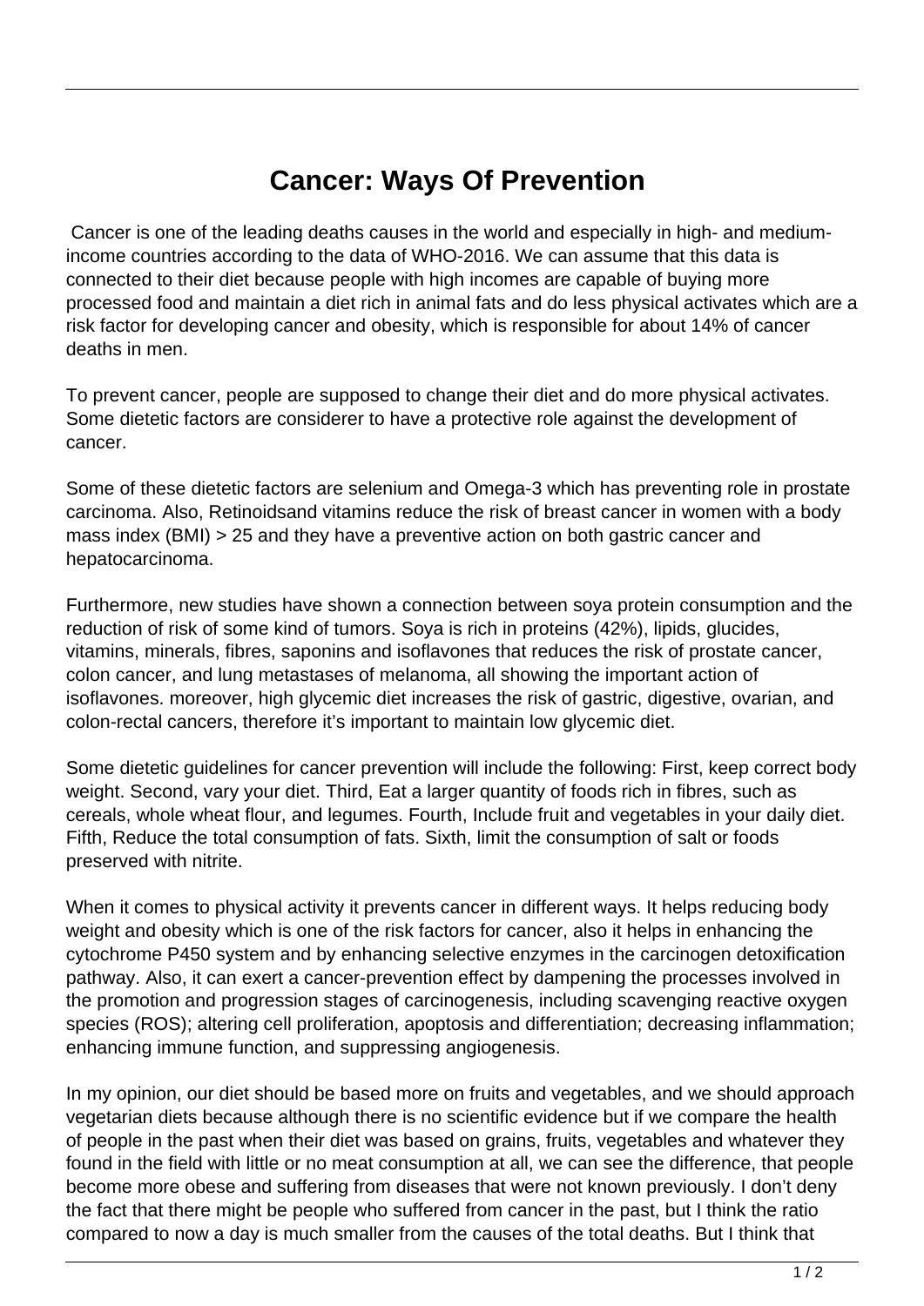# Cancer: Ways Of Prevention

Cancer is one of the leading deaths causes in the world and especially in high- and medium-income countries according to the data of WHO-2016. We can assume that this data is connected to their diet because people with high incomes are capable of buying more processed food and maintain a diet rich in animal fats and do less physical activates which are a risk factor for developing cancer and obesity, which is responsible for about 14% of cancer deaths in men.

To prevent cancer, people are supposed to change their diet and do more physical activates. Some dietetic factors are considerer to have a protective role against the development of cancer.

Some of these dietetic factors are selenium and Omega-3 which has preventing role in prostate carcinoma. Also, Retinoidsand vitamins reduce the risk of breast cancer in women with a body mass index (BMI) > 25 and they have a preventive action on both gastric cancer and hepatocarcinoma.

Furthermore, new studies have shown a connection between soya protein consumption and the reduction of risk of some kind of tumors. Soya is rich in proteins (42%), lipids, glucides, vitamins, minerals, fibres, saponins and isoflavones that reduces the risk of prostate cancer, colon cancer, and lung metastases of melanoma, all showing the important action of isoflavones. moreover, high glycemic diet increases the risk of gastric, digestive, ovarian, and colon-rectal cancers, therefore it's important to maintain low glycemic diet.

Some dietetic guidelines for cancer prevention will include the following: First, keep correct body weight. Second, vary your diet. Third, Eat a larger quantity of foods rich in fibres, such as cereals, whole wheat flour, and legumes. Fourth, Include fruit and vegetables in your daily diet. Fifth, Reduce the total consumption of fats. Sixth, limit the consumption of salt or foods preserved with nitrite.

When it comes to physical activity it prevents cancer in different ways. It helps reducing body weight and obesity which is one of the risk factors for cancer, also it helps in enhancing the cytochrome P450 system and by enhancing selective enzymes in the carcinogen detoxification pathway. Also, it can exert a cancer-prevention effect by dampening the processes involved in the promotion and progression stages of carcinogenesis, including scavenging reactive oxygen species (ROS); altering cell proliferation, apoptosis and differentiation; decreasing inflammation; enhancing immune function, and suppressing angiogenesis.

In my opinion, our diet should be based more on fruits and vegetables, and we should approach vegetarian diets because although there is no scientific evidence but if we compare the health of people in the past when their diet was based on grains, fruits, vegetables and whatever they found in the field with little or no meat consumption at all, we can see the difference, that people become more obese and suffering from diseases that were not known previously. I don't deny the fact that there might be people who suffered from cancer in the past, but I think the ratio compared to now a day is much smaller from the causes of the total deaths. But I think that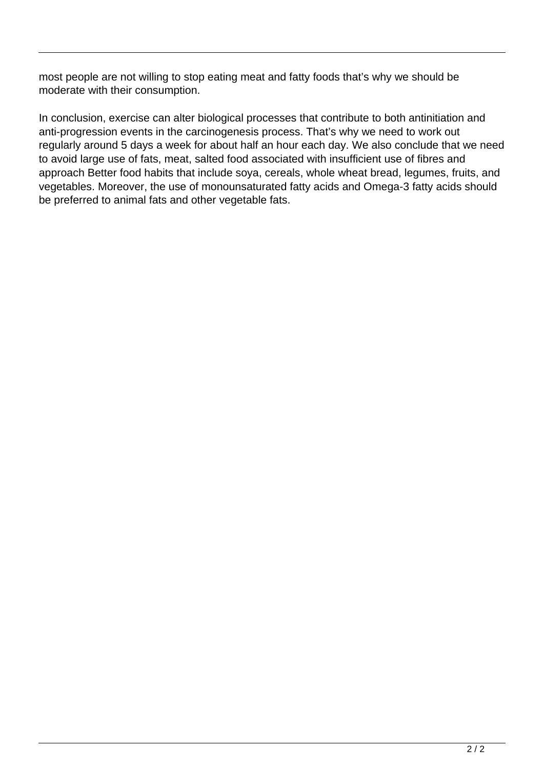most people are not willing to stop eating meat and fatty foods that's why we should be moderate with their consumption.

In conclusion, exercise can alter biological processes that contribute to both antinitiation and anti-progression events in the carcinogenesis process. That's why we need to work out regularly around 5 days a week for about half an hour each day. We also conclude that we need to avoid large use of fats, meat, salted food associated with insufficient use of fibres and approach Better food habits that include soya, cereals, whole wheat bread, legumes, fruits, and vegetables. Moreover, the use of monounsaturated fatty acids and Omega-3 fatty acids should be preferred to animal fats and other vegetable fats.